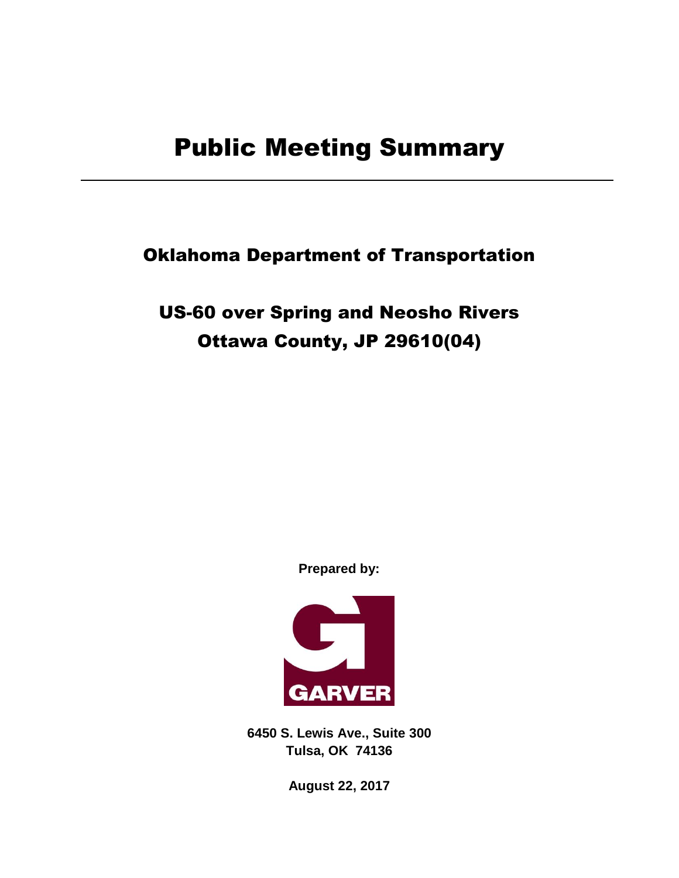# Public Meeting Summary

---

## Oklahoma Department of Transportation

## US-60 over Spring and Neosho Rivers
## Ottawa County, JP 29610(04)

**Prepared by:**

GARVER

**6450 S. Lewis Ave., Suite 300**
**Tulsa, OK 74136**

**August 22, 2017**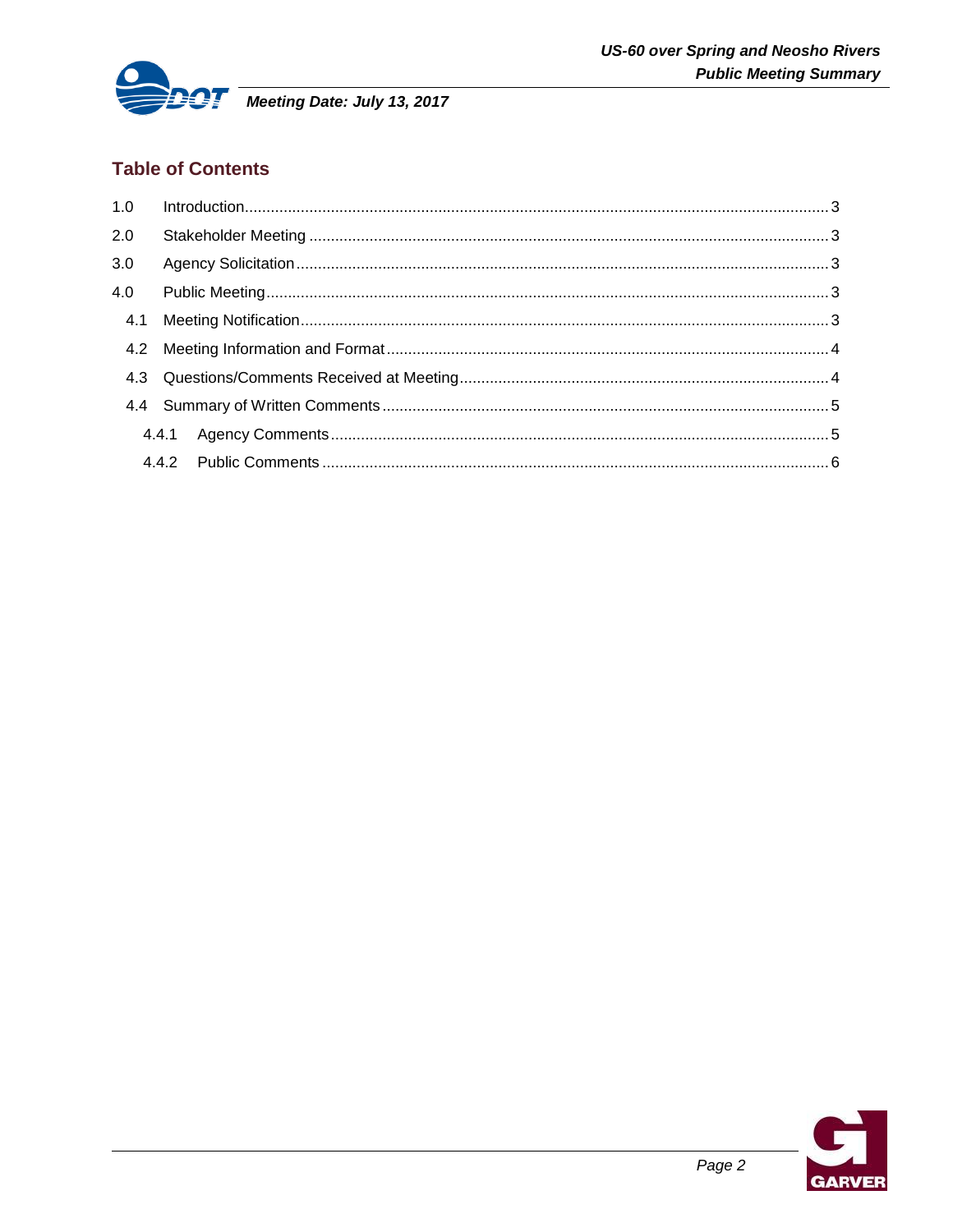## Table of Contents

1.0 Introduction ........................................................ 3
2.0 Stakeholder Meeting ........................................................ 3
3.0 Agency Solicitation ........................................................ 3
4.0 Public Meeting ........................................................ 3
 4.1 Meeting Notification ........................................................ 3
 4.2 Meeting Information and Format ........................................................ 4
 4.3 Questions/Comments Received at Meeting ........................................................ 4
 4.4 Summary of Written Comments ........................................................ 5
  4.4.1 Agency Comments ........................................................ 5
  4.4.2 Public Comments ........................................................ 6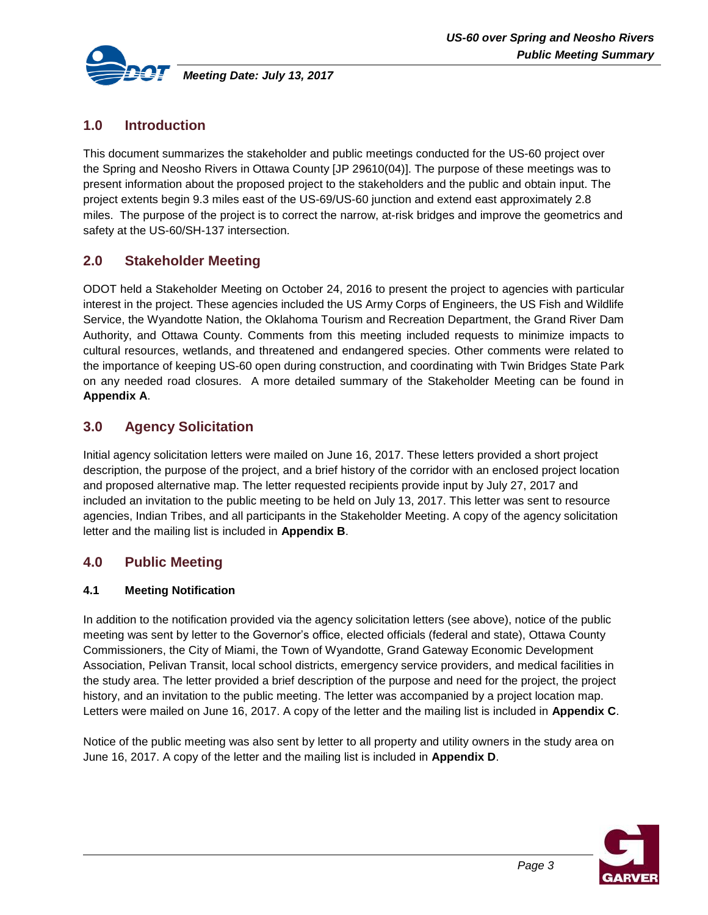## 1.0 Introduction

This document summarizes the stakeholder and public meetings conducted for the US-60 project over the Spring and Neosho Rivers in Ottawa County [JP 29610(04)]. The purpose of these meetings was to present information about the proposed project to the stakeholders and the public and obtain input. The project extents begin 9.3 miles east of the US-69/US-60 junction and extend east approximately 2.8 miles. The purpose of the project is to correct the narrow, at-risk bridges and improve the geometrics and safety at the US-60/SH-137 intersection.

## 2.0 Stakeholder Meeting

ODOT held a Stakeholder Meeting on October 24, 2016 to present the project to agencies with particular interest in the project. These agencies included the US Army Corps of Engineers, the US Fish and Wildlife Service, the Wyandotte Nation, the Oklahoma Tourism and Recreation Department, the Grand River Dam Authority, and Ottawa County. Comments from this meeting included requests to minimize impacts to cultural resources, wetlands, and threatened and endangered species. Other comments were related to the importance of keeping US-60 open during construction, and coordinating with Twin Bridges State Park on any needed road closures. A more detailed summary of the Stakeholder Meeting can be found in **Appendix A**.

## 3.0 Agency Solicitation

Initial agency solicitation letters were mailed on June 16, 2017. These letters provided a short project description, the purpose of the project, and a brief history of the corridor with an enclosed project location and proposed alternative map. The letter requested recipients provide input by July 27, 2017 and included an invitation to the public meeting to be held on July 13, 2017. This letter was sent to resource agencies, Indian Tribes, and all participants in the Stakeholder Meeting. A copy of the agency solicitation letter and the mailing list is included in **Appendix B**.

## 4.0 Public Meeting

### 4.1 Meeting Notification

In addition to the notification provided via the agency solicitation letters (see above), notice of the public meeting was sent by letter to the Governor's office, elected officials (federal and state), Ottawa County Commissioners, the City of Miami, the Town of Wyandotte, Grand Gateway Economic Development Association, Pelivan Transit, local school districts, emergency service providers, and medical facilities in the study area. The letter provided a brief description of the purpose and need for the project, the project history, and an invitation to the public meeting. The letter was accompanied by a project location map. Letters were mailed on June 16, 2017. A copy of the letter and the mailing list is included in **Appendix C**.

Notice of the public meeting was also sent by letter to all property and utility owners in the study area on June 16, 2017. A copy of the letter and the mailing list is included in **Appendix D**.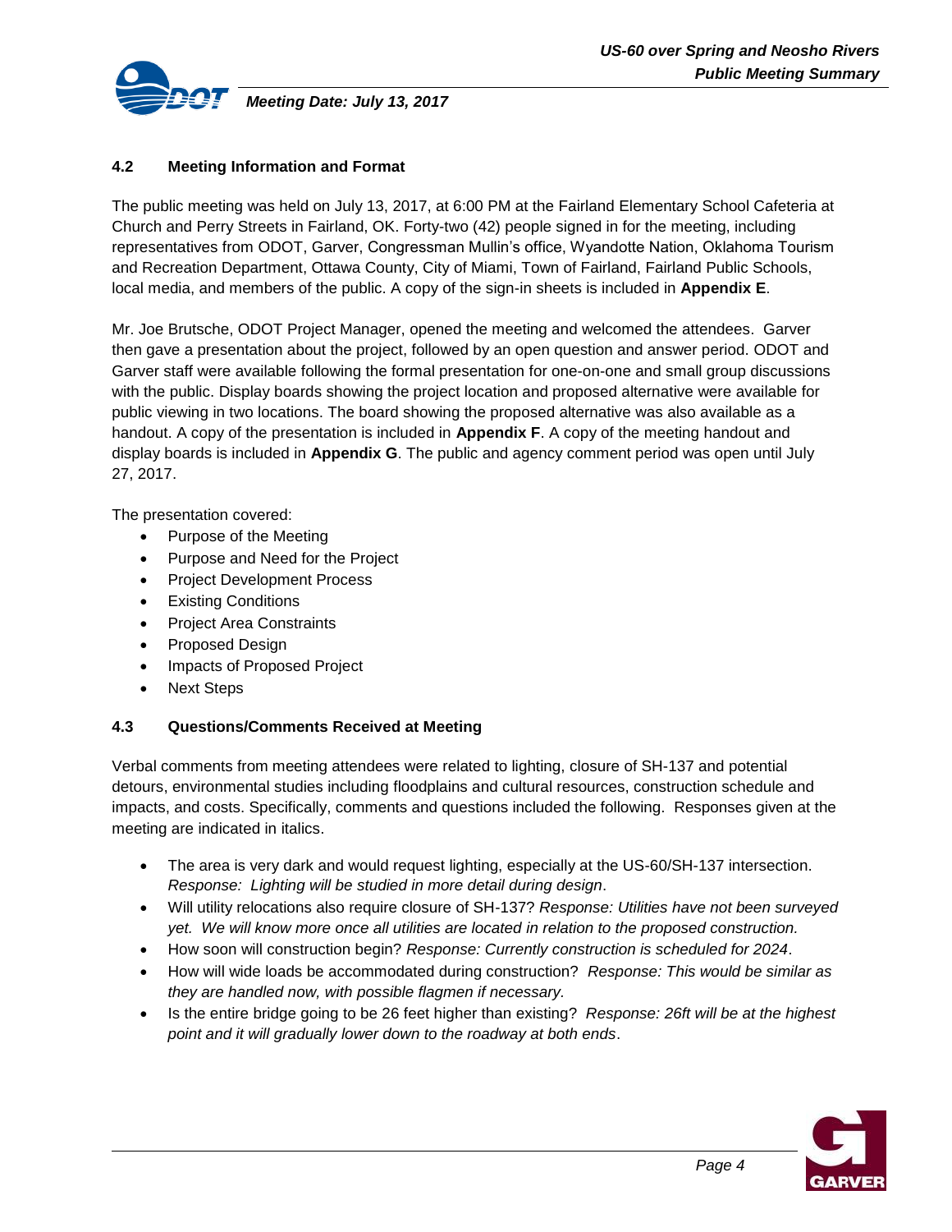### 4.2 Meeting Information and Format

The public meeting was held on July 13, 2017, at 6:00 PM at the Fairland Elementary School Cafeteria at Church and Perry Streets in Fairland, OK. Forty-two (42) people signed in for the meeting, including representatives from ODOT, Garver, Congressman Mullin's office, Wyandotte Nation, Oklahoma Tourism and Recreation Department, Ottawa County, City of Miami, Town of Fairland, Fairland Public Schools, local media, and members of the public. A copy of the sign-in sheets is included in **Appendix E**.

Mr. Joe Brutsche, ODOT Project Manager, opened the meeting and welcomed the attendees. Garver then gave a presentation about the project, followed by an open question and answer period. ODOT and Garver staff were available following the formal presentation for one-on-one and small group discussions with the public. Display boards showing the project location and proposed alternative were available for public viewing in two locations. The board showing the proposed alternative was also available as a handout. A copy of the presentation is included in **Appendix F**. A copy of the meeting handout and display boards is included in **Appendix G**. The public and agency comment period was open until July 27, 2017.

The presentation covered:

- Purpose of the Meeting
- Purpose and Need for the Project
- Project Development Process
- Existing Conditions
- Project Area Constraints
- Proposed Design
- Impacts of Proposed Project
- Next Steps

### 4.3 Questions/Comments Received at Meeting

Verbal comments from meeting attendees were related to lighting, closure of SH-137 and potential detours, environmental studies including floodplains and cultural resources, construction schedule and impacts, and costs. Specifically, comments and questions included the following. Responses given at the meeting are indicated in italics.

- The area is very dark and would request lighting, especially at the US-60/SH-137 intersection. *Response: Lighting will be studied in more detail during design*.
- Will utility relocations also require closure of SH-137? *Response: Utilities have not been surveyed yet. We will know more once all utilities are located in relation to the proposed construction.*
- How soon will construction begin? *Response: Currently construction is scheduled for 2024*.
- How will wide loads be accommodated during construction? *Response: This would be similar as they are handled now, with possible flagmen if necessary.*
- Is the entire bridge going to be 26 feet higher than existing? *Response: 26ft will be at the highest point and it will gradually lower down to the roadway at both ends*.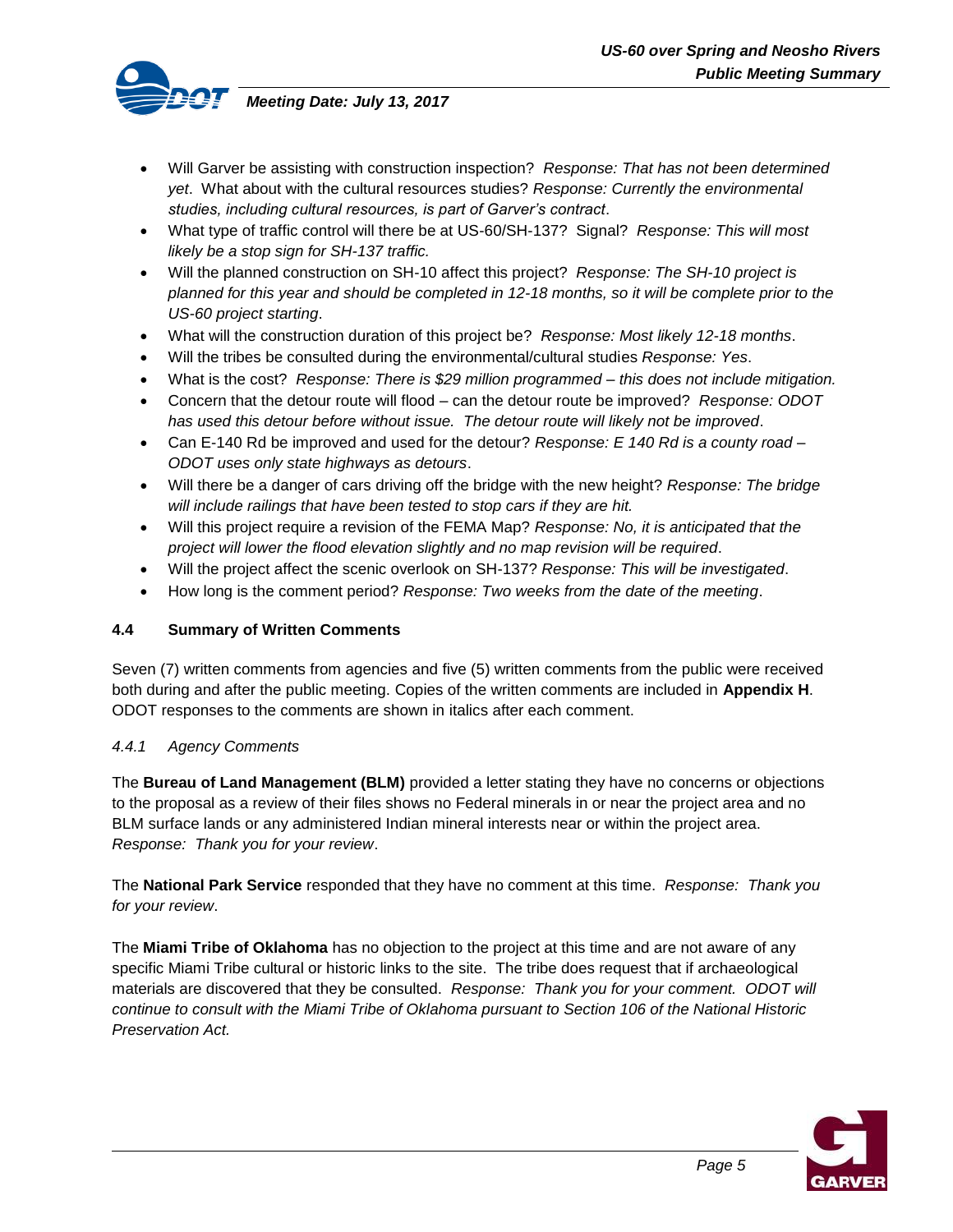- Will Garver be assisting with construction inspection? *Response: That has not been determined yet*. What about with the cultural resources studies? *Response: Currently the environmental studies, including cultural resources, is part of Garver's contract*.
- What type of traffic control will there be at US-60/SH-137? Signal? *Response: This will most likely be a stop sign for SH-137 traffic.*
- Will the planned construction on SH-10 affect this project? *Response: The SH-10 project is planned for this year and should be completed in 12-18 months, so it will be complete prior to the US-60 project starting*.
- What will the construction duration of this project be? *Response: Most likely 12-18 months*.
- Will the tribes be consulted during the environmental/cultural studies *Response: Yes*.
- What is the cost? *Response: There is $29 million programmed – this does not include mitigation.*
- Concern that the detour route will flood – can the detour route be improved? *Response: ODOT has used this detour before without issue. The detour route will likely not be improved*.
- Can E-140 Rd be improved and used for the detour? *Response: E 140 Rd is a county road – ODOT uses only state highways as detours*.
- Will there be a danger of cars driving off the bridge with the new height? *Response: The bridge will include railings that have been tested to stop cars if they are hit.*
- Will this project require a revision of the FEMA Map? *Response: No, it is anticipated that the project will lower the flood elevation slightly and no map revision will be required*.
- Will the project affect the scenic overlook on SH-137? *Response: This will be investigated*.
- How long is the comment period? *Response: Two weeks from the date of the meeting*.

### 4.4 Summary of Written Comments

Seven (7) written comments from agencies and five (5) written comments from the public were received both during and after the public meeting. Copies of the written comments are included in **Appendix H**. ODOT responses to the comments are shown in italics after each comment.

#### *4.4.1 Agency Comments*

The **Bureau of Land Management (BLM)** provided a letter stating they have no concerns or objections to the proposal as a review of their files shows no Federal minerals in or near the project area and no BLM surface lands or any administered Indian mineral interests near or within the project area. *Response: Thank you for your review*.

The **National Park Service** responded that they have no comment at this time. *Response: Thank you for your review*.

The **Miami Tribe of Oklahoma** has no objection to the project at this time and are not aware of any specific Miami Tribe cultural or historic links to the site. The tribe does request that if archaeological materials are discovered that they be consulted. *Response: Thank you for your comment. ODOT will continue to consult with the Miami Tribe of Oklahoma pursuant to Section 106 of the National Historic Preservation Act.*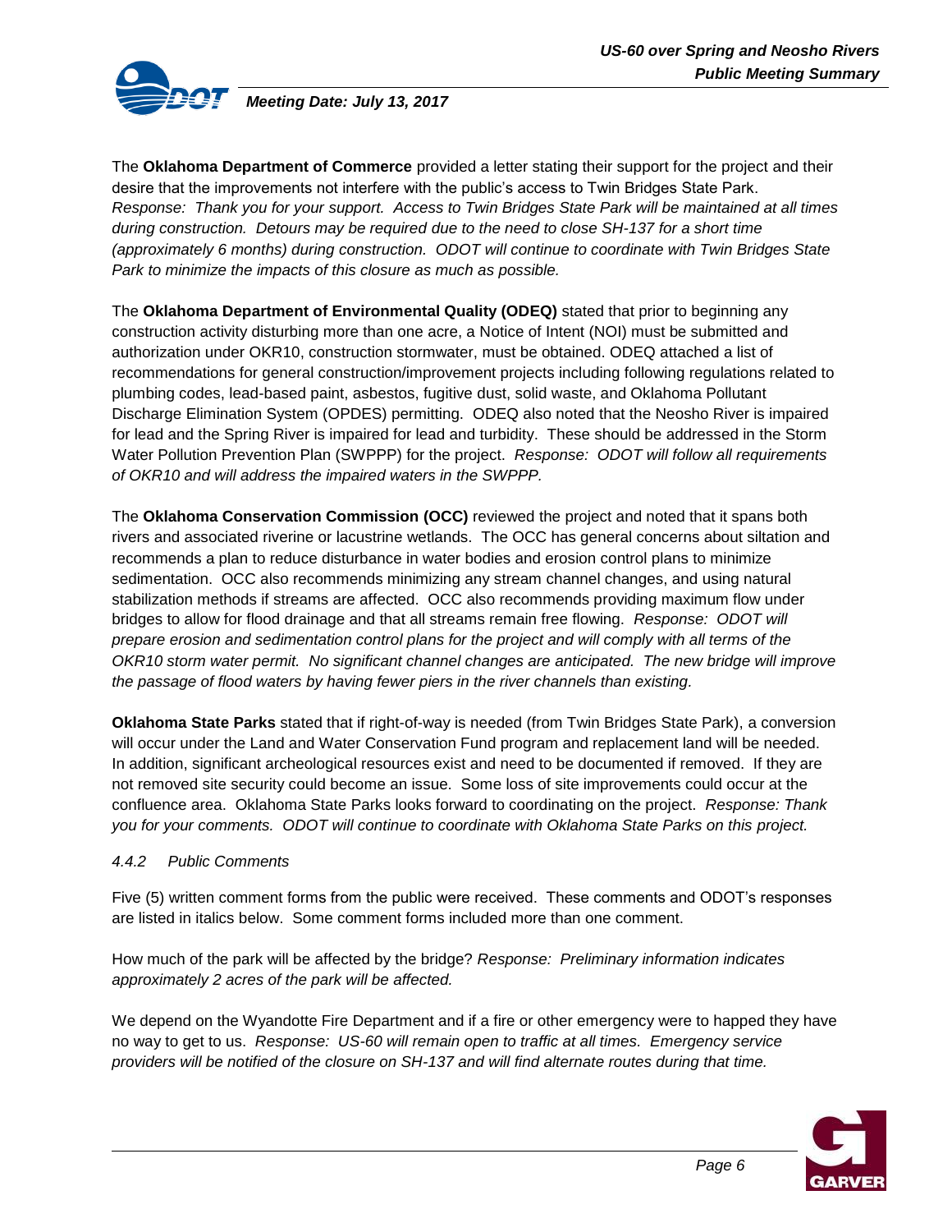The **Oklahoma Department of Commerce** provided a letter stating their support for the project and their desire that the improvements not interfere with the public's access to Twin Bridges State Park. *Response: Thank you for your support. Access to Twin Bridges State Park will be maintained at all times during construction. Detours may be required due to the need to close SH-137 for a short time (approximately 6 months) during construction. ODOT will continue to coordinate with Twin Bridges State Park to minimize the impacts of this closure as much as possible.*

The **Oklahoma Department of Environmental Quality (ODEQ)** stated that prior to beginning any construction activity disturbing more than one acre, a Notice of Intent (NOI) must be submitted and authorization under OKR10, construction stormwater, must be obtained. ODEQ attached a list of recommendations for general construction/improvement projects including following regulations related to plumbing codes, lead-based paint, asbestos, fugitive dust, solid waste, and Oklahoma Pollutant Discharge Elimination System (OPDES) permitting. ODEQ also noted that the Neosho River is impaired for lead and the Spring River is impaired for lead and turbidity. These should be addressed in the Storm Water Pollution Prevention Plan (SWPPP) for the project. *Response: ODOT will follow all requirements of OKR10 and will address the impaired waters in the SWPPP.*

The **Oklahoma Conservation Commission (OCC)** reviewed the project and noted that it spans both rivers and associated riverine or lacustrine wetlands. The OCC has general concerns about siltation and recommends a plan to reduce disturbance in water bodies and erosion control plans to minimize sedimentation. OCC also recommends minimizing any stream channel changes, and using natural stabilization methods if streams are affected. OCC also recommends providing maximum flow under bridges to allow for flood drainage and that all streams remain free flowing. *Response: ODOT will prepare erosion and sedimentation control plans for the project and will comply with all terms of the OKR10 storm water permit. No significant channel changes are anticipated. The new bridge will improve the passage of flood waters by having fewer piers in the river channels than existing.*

**Oklahoma State Parks** stated that if right-of-way is needed (from Twin Bridges State Park), a conversion will occur under the Land and Water Conservation Fund program and replacement land will be needed. In addition, significant archeological resources exist and need to be documented if removed. If they are not removed site security could become an issue. Some loss of site improvements could occur at the confluence area. Oklahoma State Parks looks forward to coordinating on the project. *Response: Thank you for your comments. ODOT will continue to coordinate with Oklahoma State Parks on this project.*

#### *4.4.2 Public Comments*

Five (5) written comment forms from the public were received. These comments and ODOT's responses are listed in italics below. Some comment forms included more than one comment.

How much of the park will be affected by the bridge? *Response: Preliminary information indicates approximately 2 acres of the park will be affected.*

We depend on the Wyandotte Fire Department and if a fire or other emergency were to happed they have no way to get to us. *Response: US-60 will remain open to traffic at all times. Emergency service providers will be notified of the closure on SH-137 and will find alternate routes during that time.*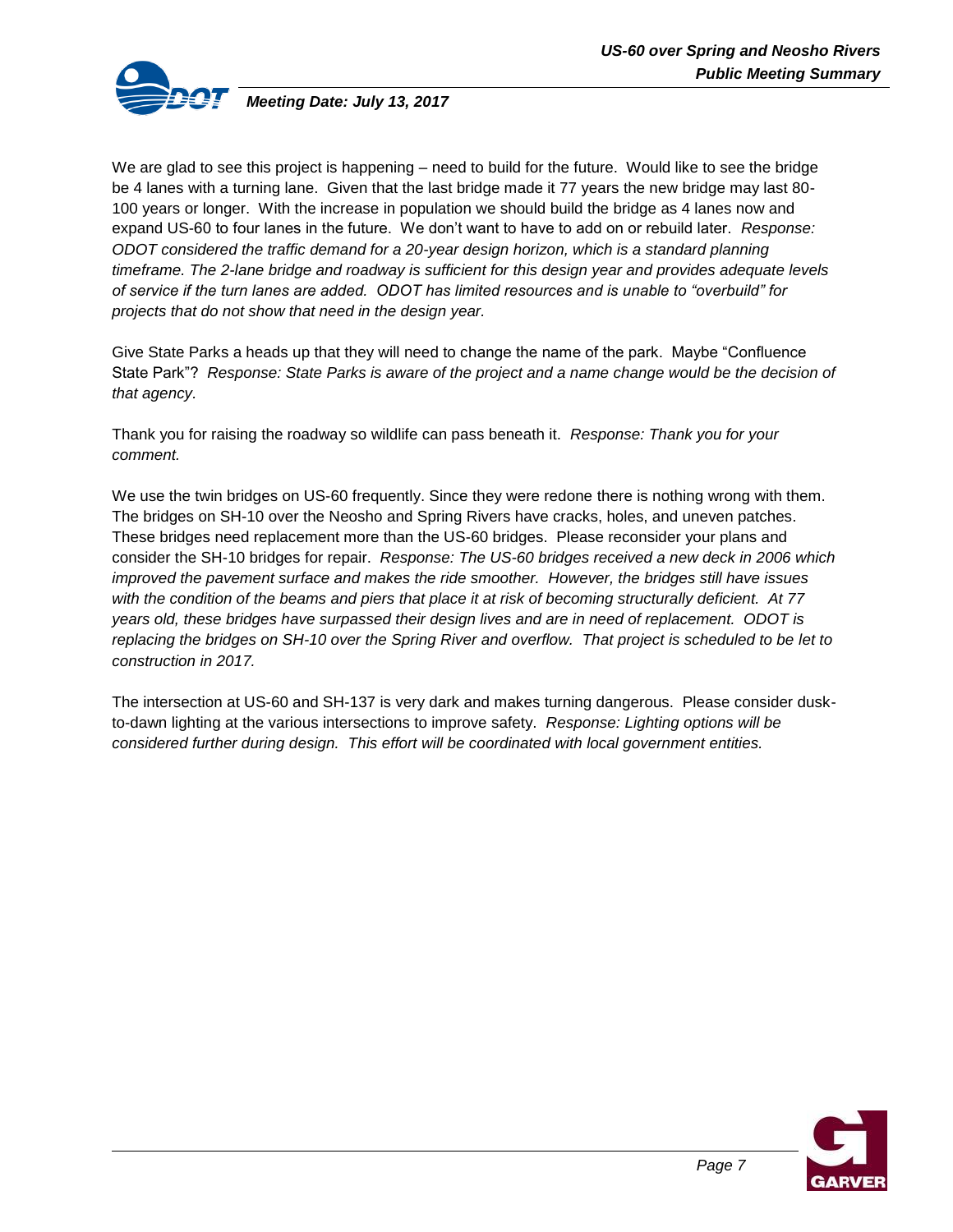We are glad to see this project is happening – need to build for the future. Would like to see the bridge be 4 lanes with a turning lane. Given that the last bridge made it 77 years the new bridge may last 80-100 years or longer. With the increase in population we should build the bridge as 4 lanes now and expand US-60 to four lanes in the future. We don't want to have to add on or rebuild later. *Response: ODOT considered the traffic demand for a 20-year design horizon, which is a standard planning timeframe. The 2-lane bridge and roadway is sufficient for this design year and provides adequate levels of service if the turn lanes are added. ODOT has limited resources and is unable to "overbuild" for projects that do not show that need in the design year.*

Give State Parks a heads up that they will need to change the name of the park. Maybe "Confluence State Park"? *Response: State Parks is aware of the project and a name change would be the decision of that agency.*

Thank you for raising the roadway so wildlife can pass beneath it. *Response: Thank you for your comment.*

We use the twin bridges on US-60 frequently. Since they were redone there is nothing wrong with them. The bridges on SH-10 over the Neosho and Spring Rivers have cracks, holes, and uneven patches. These bridges need replacement more than the US-60 bridges. Please reconsider your plans and consider the SH-10 bridges for repair. *Response: The US-60 bridges received a new deck in 2006 which improved the pavement surface and makes the ride smoother. However, the bridges still have issues with the condition of the beams and piers that place it at risk of becoming structurally deficient. At 77 years old, these bridges have surpassed their design lives and are in need of replacement. ODOT is replacing the bridges on SH-10 over the Spring River and overflow. That project is scheduled to be let to construction in 2017.*

The intersection at US-60 and SH-137 is very dark and makes turning dangerous. Please consider dusk-to-dawn lighting at the various intersections to improve safety. *Response: Lighting options will be considered further during design. This effort will be coordinated with local government entities.*